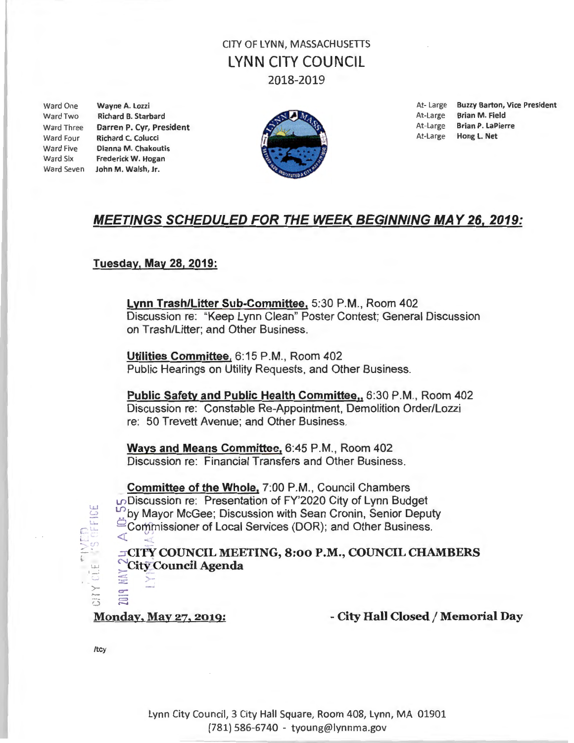# CITY OF LYNN, MASSACHUSETTS
# LYNN CITY COUNCIL
## 2018-2019

| | |
|---|---|
| Ward One | **Wayne A. Lozzi** |
| Ward Two | **Richard B. Starbard** |
| Ward Three | **Darren P. Cyr, President** |
| Ward Four | **Richard C. Colucci** |
| Ward Five | **Dianna M. Chakoutis** |
| Ward Six | **Frederick W. Hogan** |
| Ward Seven | **John M. Walsh, Jr.** |

| | |
|---|---|
| At-Large | **Buzzy Barton, Vice President** |
| At-Large | **Brian M. Field** |
| At-Large | **Brian P. LaPierre** |
| At-Large | **Hong L. Net** |

## ***MEETINGS SCHEDULED FOR THE WEEK BEGINNING MAY 26, 2019:***

**Tuesday, May 28, 2019:**

**Lynn Trash/Litter Sub-Committee,** 5:30 P.M., Room 402
Discussion re: "Keep Lynn Clean" Poster Contest; General Discussion on Trash/Litter; and Other Business.

**Utilities Committee,** 6:15 P.M., Room 402
Public Hearings on Utility Requests, and Other Business.

**Public Safety and Public Health Committee,,** 6:30 P.M., Room 402
Discussion re: Constable Re-Appointment, Demolition Order/Lozzi re: 50 Trevett Avenue; and Other Business.

**Ways and Means Committee,** 6:45 P.M., Room 402
Discussion re: Financial Transfers and Other Business.

**Committee of the Whole,** 7:00 P.M., Council Chambers
Discussion re: Presentation of FY'2020 City of Lynn Budget by Mayor McGee; Discussion with Sean Cronin, Senior Deputy Commissioner of Local Services (DOR); and Other Business.

**CITY COUNCIL MEETING, 8:00 P.M., COUNCIL CHAMBERS**
**City Council Agenda**

RECEIVED CITY CLERK'S OFFICE 2019 MAY 24 A 10:55 LYNN, MASS

**Monday, May 27, 2019:** **- City Hall Closed / Memorial Day**

/tcy

Lynn City Council, 3 City Hall Square, Room 408, Lynn, MA 01901
(781) 586-6740 - tyoung@lynnma.gov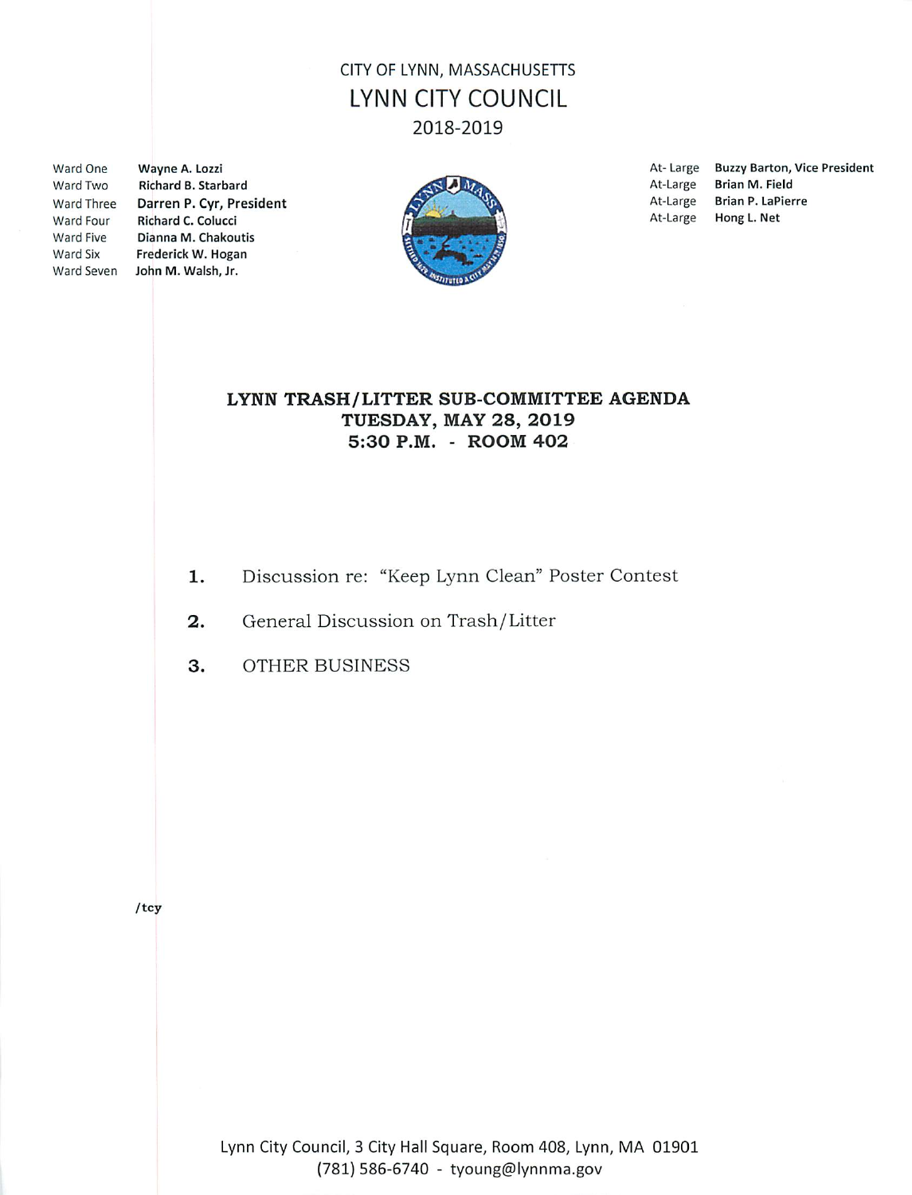CITY OF LYNN, MASSACHUSETTS

# LYNN CITY COUNCIL

2018-2019

| | |
|---|---|
| Ward One | **Wayne A. Lozzi** |
| Ward Two | **Richard B. Starbard** |
| Ward Three | **Darren P. Cyr, President** |
| Ward Four | **Richard C. Colucci** |
| Ward Five | **Dianna M. Chakoutis** |
| Ward Six | **Frederick W. Hogan** |
| Ward Seven | **John M. Walsh, Jr.** |

| | |
|---|---|
| At- Large | **Buzzy Barton, Vice President** |
| At-Large | **Brian M. Field** |
| At-Large | **Brian P. LaPierre** |
| At-Large | **Hong L. Net** |

## LYNN TRASH/LITTER SUB-COMMITTEE AGENDA
## TUESDAY, MAY 28, 2019
## 5:30 P.M. - ROOM 402

1. Discussion re: "Keep Lynn Clean" Poster Contest

2. General Discussion on Trash/Litter

3. OTHER BUSINESS

/tcy

Lynn City Council, 3 City Hall Square, Room 408, Lynn, MA 01901
(781) 586-6740 - tyoung@lynnma.gov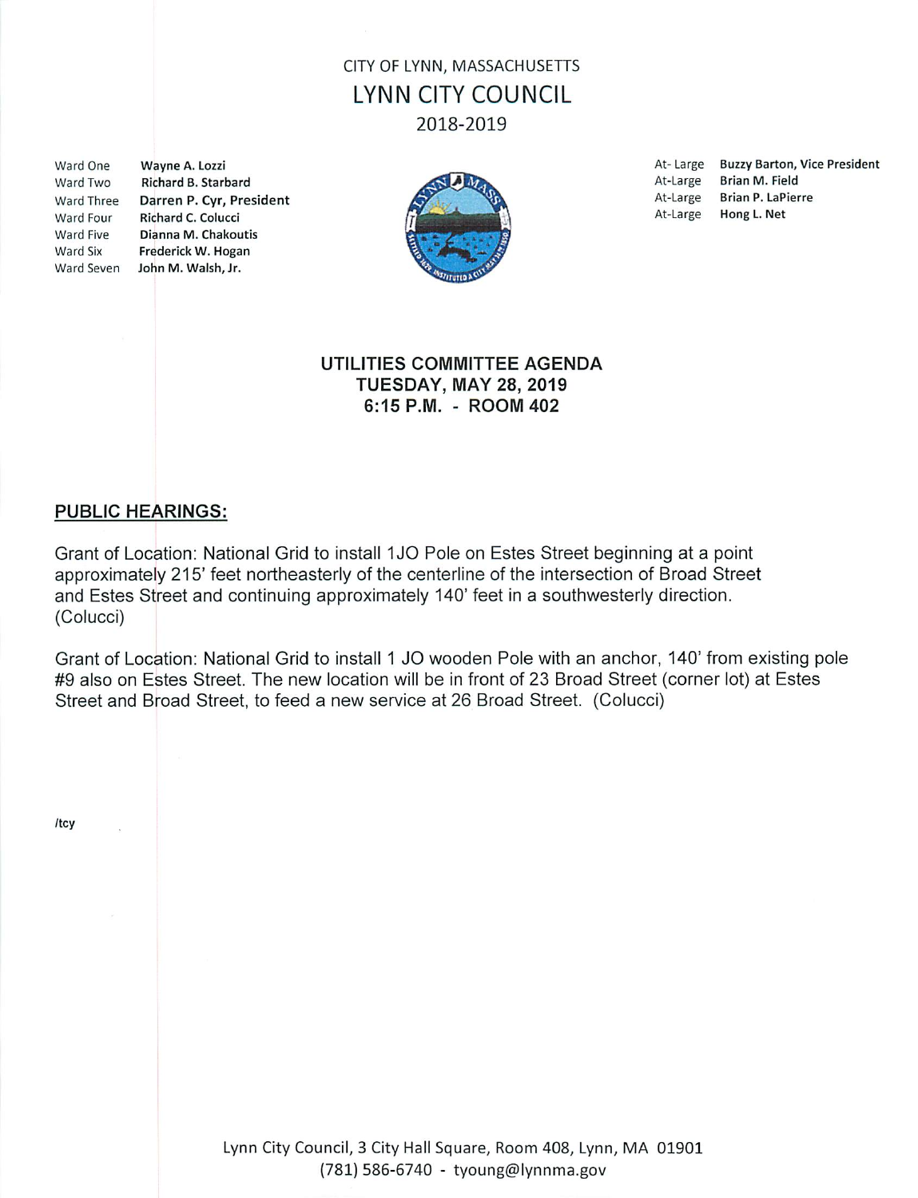CITY OF LYNN, MASSACHUSETTS

# LYNN CITY COUNCIL

2018-2019

| | |
|---|---|
| Ward One | **Wayne A. Lozzi** |
| Ward Two | **Richard B. Starbard** |
| Ward Three | **Darren P. Cyr, President** |
| Ward Four | **Richard C. Colucci** |
| Ward Five | **Dianna M. Chakoutis** |
| Ward Six | **Frederick W. Hogan** |
| Ward Seven | **John M. Walsh, Jr.** |

| | |
|---|---|
| At- Large | **Buzzy Barton, Vice President** |
| At-Large | **Brian M. Field** |
| At-Large | **Brian P. LaPierre** |
| At-Large | **Hong L. Net** |

## UTILITIES COMMITTEE AGENDA
## TUESDAY, MAY 28, 2019
## 6:15 P.M. - ROOM 402

**PUBLIC HEARINGS:**

Grant of Location: National Grid to install 1JO Pole on Estes Street beginning at a point approximately 215' feet northeasterly of the centerline of the intersection of Broad Street and Estes Street and continuing approximately 140' feet in a southwesterly direction. (Colucci)

Grant of Location: National Grid to install 1 JO wooden Pole with an anchor, 140' from existing pole #9 also on Estes Street. The new location will be in front of 23 Broad Street (corner lot) at Estes Street and Broad Street, to feed a new service at 26 Broad Street. (Colucci)

/tcy

Lynn City Council, 3 City Hall Square, Room 408, Lynn, MA 01901
(781) 586-6740 - tyoung@lynnma.gov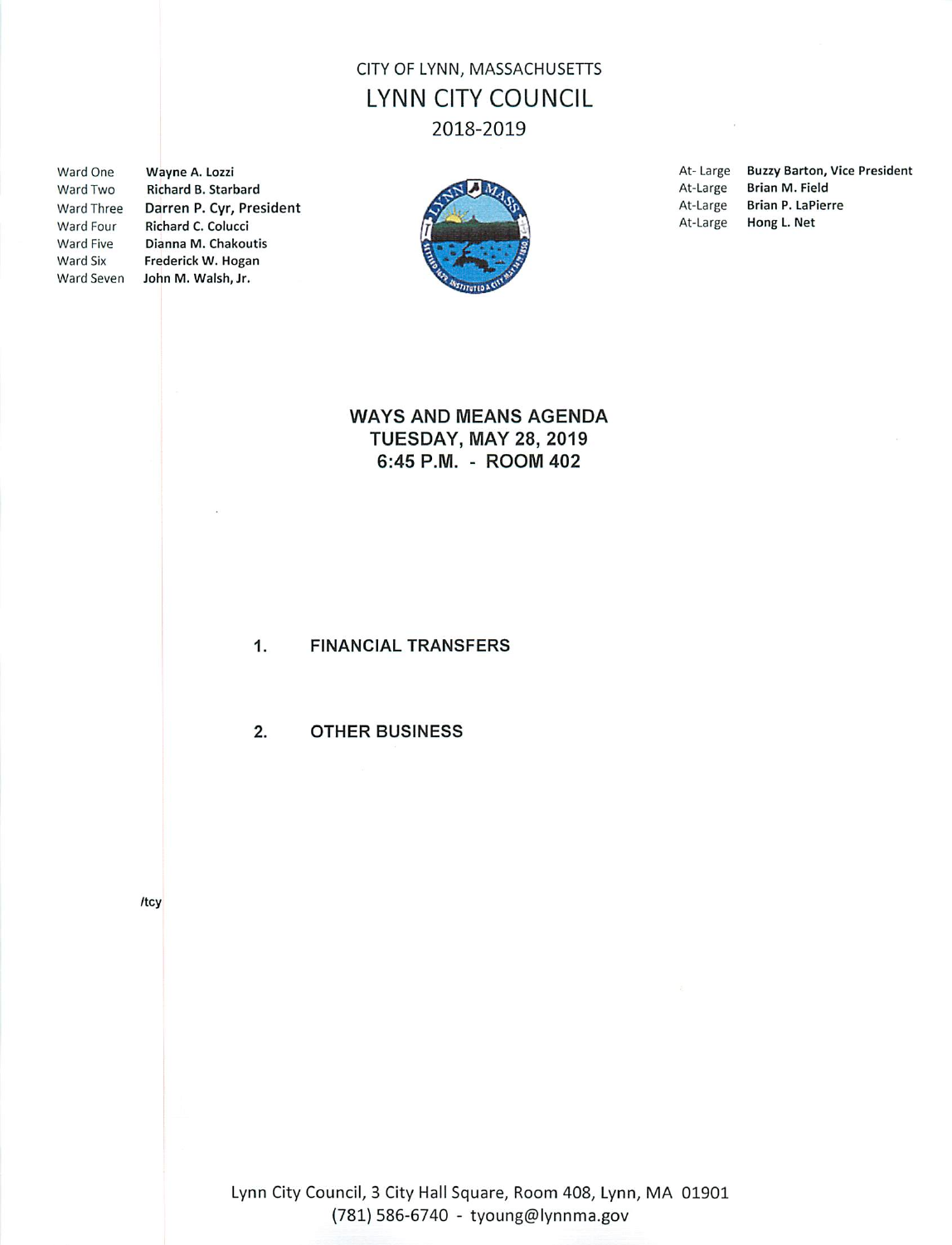CITY OF LYNN, MASSACHUSETTS

# LYNN CITY COUNCIL

2018-2019

| | |
|---|---|
| Ward One | **Wayne A. Lozzi** |
| Ward Two | **Richard B. Starbard** |
| Ward Three | **Darren P. Cyr, President** |
| Ward Four | **Richard C. Colucci** |
| Ward Five | **Dianna M. Chakoutis** |
| Ward Six | **Frederick W. Hogan** |
| Ward Seven | **John M. Walsh, Jr.** |

| | |
|---|---|
| At- Large | **Buzzy Barton, Vice President** |
| At-Large | **Brian M. Field** |
| At-Large | **Brian P. LaPierre** |
| At-Large | **Hong L. Net** |

## WAYS AND MEANS AGENDA
## TUESDAY, MAY 28, 2019
## 6:45 P.M. - ROOM 402

1. **FINANCIAL TRANSFERS**

2. **OTHER BUSINESS**

/tcy

Lynn City Council, 3 City Hall Square, Room 408, Lynn, MA 01901
(781) 586-6740 - tyoung@lynnma.gov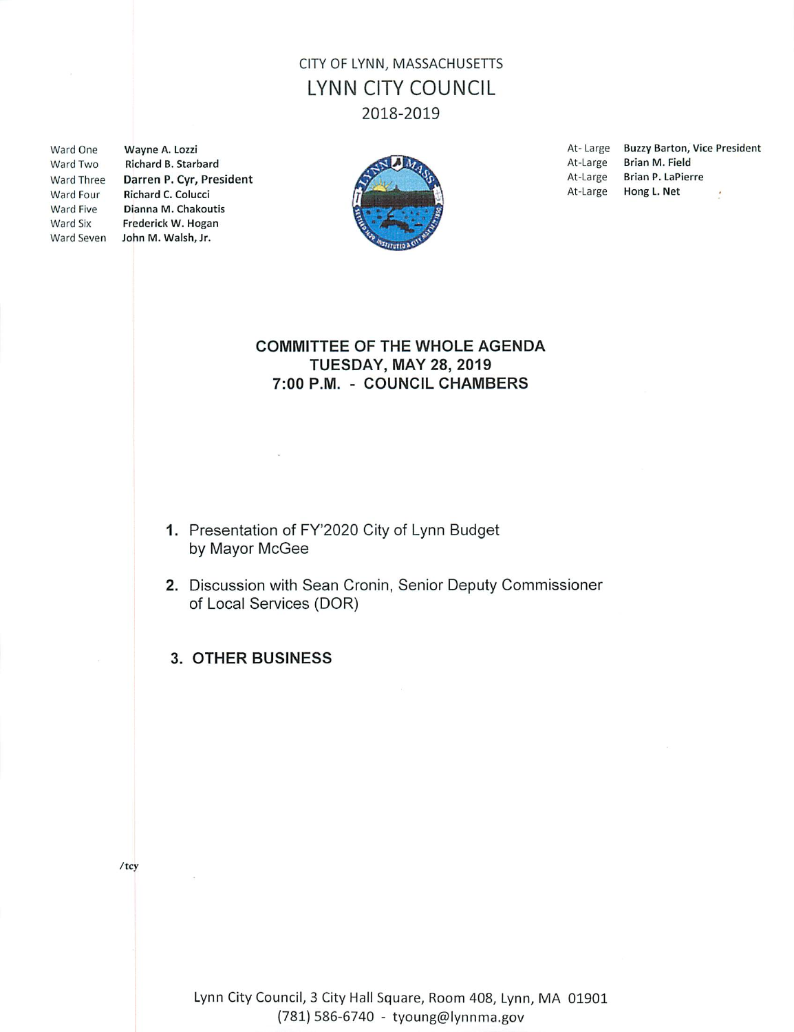CITY OF LYNN, MASSACHUSETTS

# LYNN CITY COUNCIL

2018-2019

| | |
|---|---|
| Ward One | **Wayne A. Lozzi** |
| Ward Two | **Richard B. Starbard** |
| Ward Three | **Darren P. Cyr, President** |
| Ward Four | **Richard C. Colucci** |
| Ward Five | **Dianna M. Chakoutis** |
| Ward Six | **Frederick W. Hogan** |
| Ward Seven | **John M. Walsh, Jr.** |

| | |
|---|---|
| At-Large | **Buzzy Barton, Vice President** |
| At-Large | **Brian M. Field** |
| At-Large | **Brian P. LaPierre** |
| At-Large | **Hong L. Net** |

## COMMITTEE OF THE WHOLE AGENDA
## TUESDAY, MAY 28, 2019
## 7:00 P.M. - COUNCIL CHAMBERS

1. Presentation of FY'2020 City of Lynn Budget by Mayor McGee

2. Discussion with Sean Cronin, Senior Deputy Commissioner of Local Services (DOR)

3. **OTHER BUSINESS**

/tcy

Lynn City Council, 3 City Hall Square, Room 408, Lynn, MA 01901
(781) 586-6740 - tyoung@lynnma.gov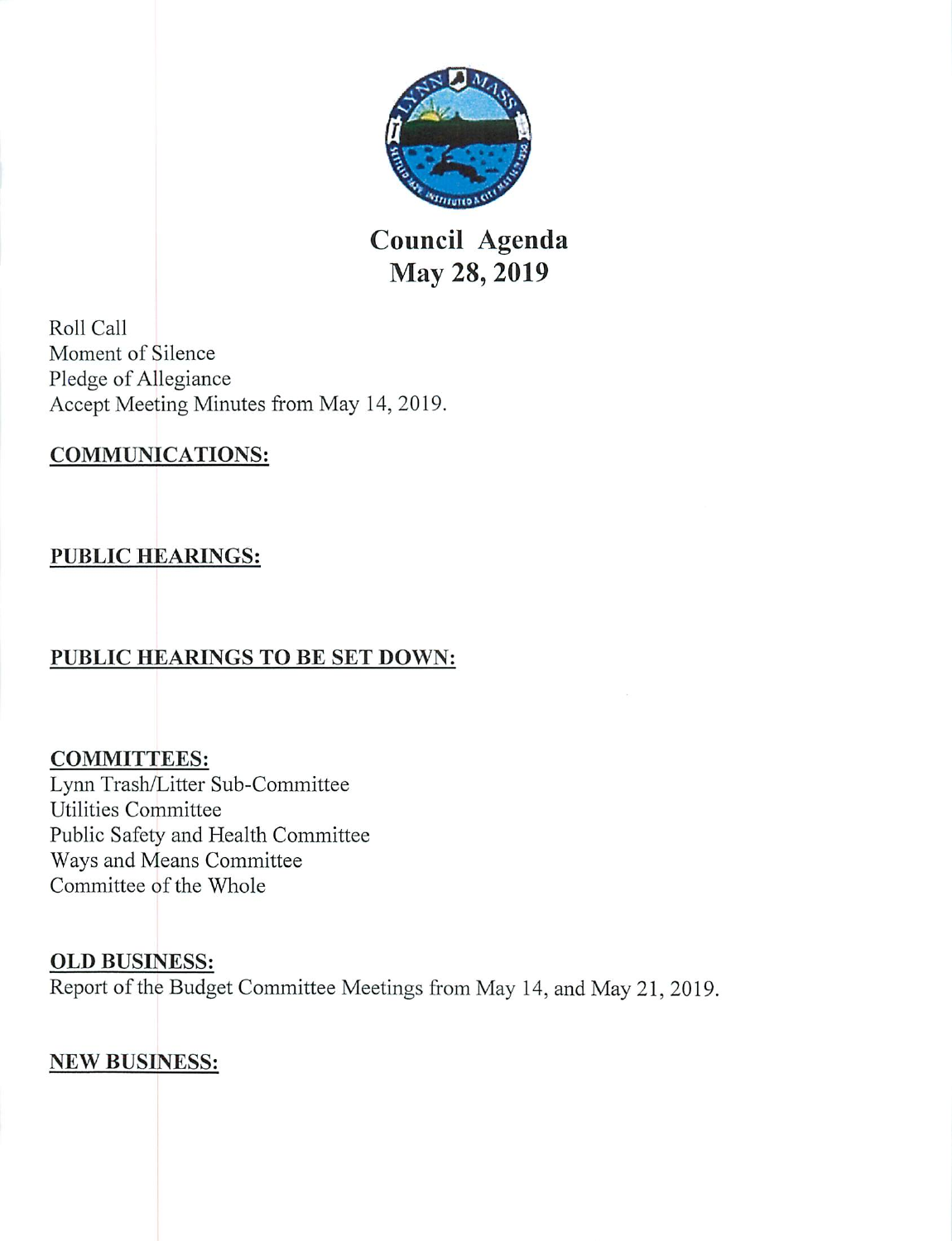# Council Agenda
## May 28, 2019

Roll Call
Moment of Silence
Pledge of Allegiance
Accept Meeting Minutes from May 14, 2019.

**COMMUNICATIONS:**

**PUBLIC HEARINGS:**

**PUBLIC HEARINGS TO BE SET DOWN:**

**COMMITTEES:**

Lynn Trash/Litter Sub-Committee
Utilities Committee
Public Safety and Health Committee
Ways and Means Committee
Committee of the Whole

**OLD BUSINESS:**

Report of the Budget Committee Meetings from May 14, and May 21, 2019.

**NEW BUSINESS:**